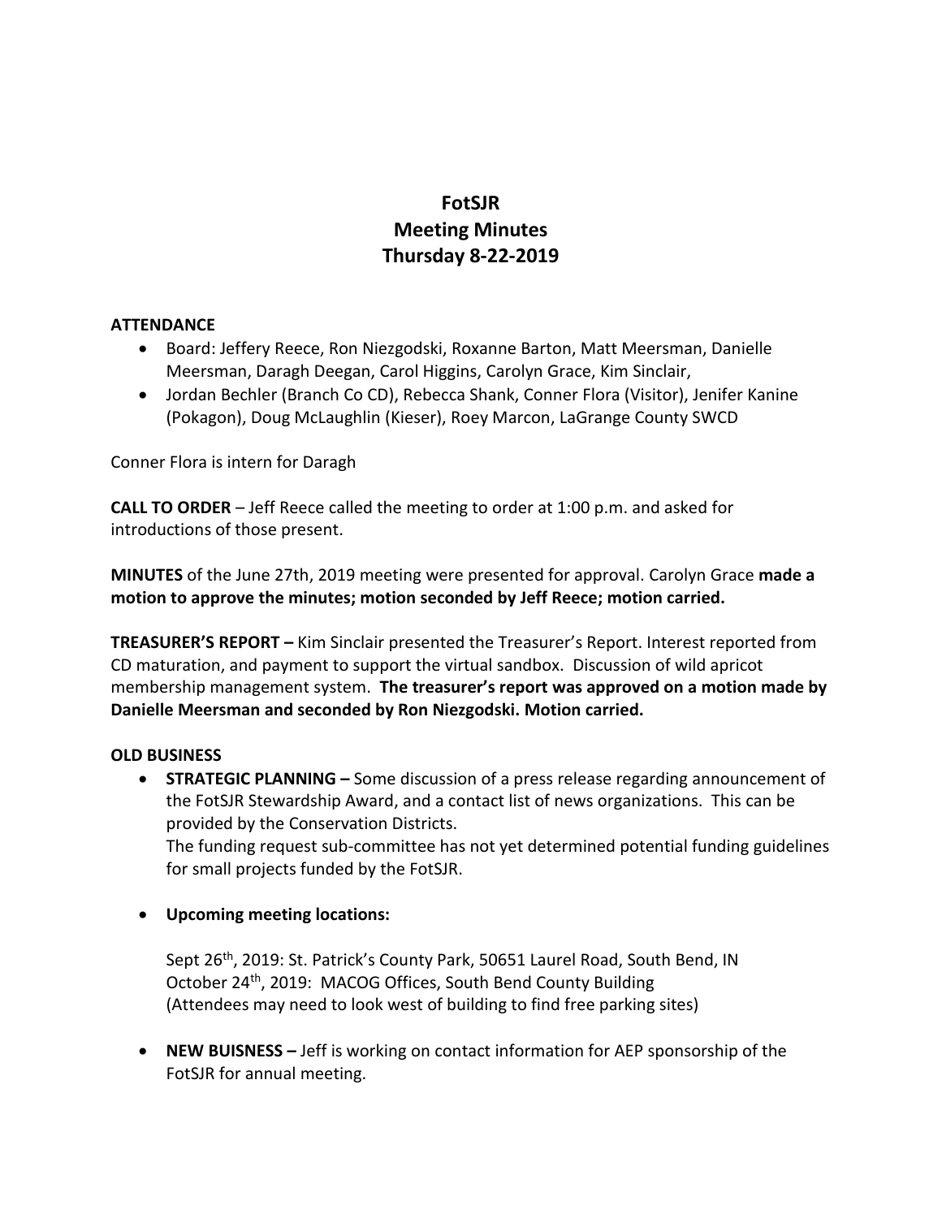# FotSJR
# Meeting Minutes
# Thursday 8-22-2019

**ATTENDANCE**

- Board: Jeffery Reece, Ron Niezgodski, Roxanne Barton, Matt Meersman, Danielle Meersman, Daragh Deegan, Carol Higgins, Carolyn Grace, Kim Sinclair,
- Jordan Bechler (Branch Co CD), Rebecca Shank, Conner Flora (Visitor), Jenifer Kanine (Pokagon), Doug McLaughlin (Kieser), Roey Marcon, LaGrange County SWCD

Conner Flora is intern for Daragh

**CALL TO ORDER** – Jeff Reece called the meeting to order at 1:00 p.m. and asked for introductions of those present.

**MINUTES** of the June 27th, 2019 meeting were presented for approval. Carolyn Grace **made a motion to approve the minutes; motion seconded by Jeff Reece; motion carried.**

**TREASURER'S REPORT –** Kim Sinclair presented the Treasurer's Report. Interest reported from CD maturation, and payment to support the virtual sandbox. Discussion of wild apricot membership management system. **The treasurer's report was approved on a motion made by Danielle Meersman and seconded by Ron Niezgodski. Motion carried.**

**OLD BUSINESS**

- **STRATEGIC PLANNING –** Some discussion of a press release regarding announcement of the FotSJR Stewardship Award, and a contact list of news organizations. This can be provided by the Conservation Districts.
  The funding request sub-committee has not yet determined potential funding guidelines for small projects funded by the FotSJR.

- **Upcoming meeting locations:**

  Sept 26th, 2019: St. Patrick's County Park, 50651 Laurel Road, South Bend, IN
  October 24th, 2019: MACOG Offices, South Bend County Building
  (Attendees may need to look west of building to find free parking sites)

- **NEW BUISNESS –** Jeff is working on contact information for AEP sponsorship of the FotSJR for annual meeting.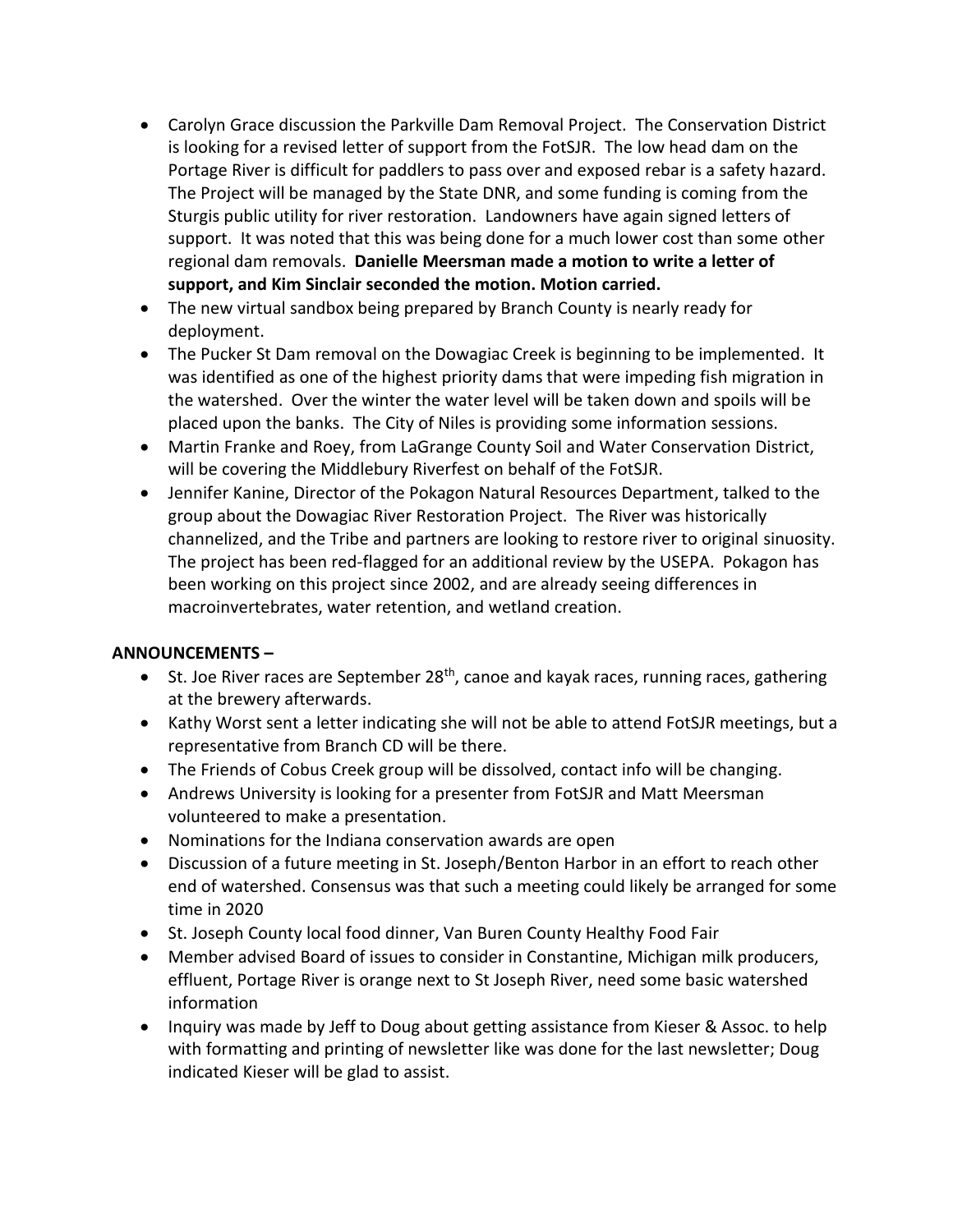- Carolyn Grace discussion the Parkville Dam Removal Project. The Conservation District is looking for a revised letter of support from the FotSJR. The low head dam on the Portage River is difficult for paddlers to pass over and exposed rebar is a safety hazard. The Project will be managed by the State DNR, and some funding is coming from the Sturgis public utility for river restoration. Landowners have again signed letters of support. It was noted that this was being done for a much lower cost than some other regional dam removals. **Danielle Meersman made a motion to write a letter of support, and Kim Sinclair seconded the motion. Motion carried.**
- The new virtual sandbox being prepared by Branch County is nearly ready for deployment.
- The Pucker St Dam removal on the Dowagiac Creek is beginning to be implemented. It was identified as one of the highest priority dams that were impeding fish migration in the watershed. Over the winter the water level will be taken down and spoils will be placed upon the banks. The City of Niles is providing some information sessions.
- Martin Franke and Roey, from LaGrange County Soil and Water Conservation District, will be covering the Middlebury Riverfest on behalf of the FotSJR.
- Jennifer Kanine, Director of the Pokagon Natural Resources Department, talked to the group about the Dowagiac River Restoration Project. The River was historically channelized, and the Tribe and partners are looking to restore river to original sinuosity. The project has been red-flagged for an additional review by the USEPA. Pokagon has been working on this project since 2002, and are already seeing differences in macroinvertebrates, water retention, and wetland creation.

**ANNOUNCEMENTS –**

- St. Joe River races are September 28th, canoe and kayak races, running races, gathering at the brewery afterwards.
- Kathy Worst sent a letter indicating she will not be able to attend FotSJR meetings, but a representative from Branch CD will be there.
- The Friends of Cobus Creek group will be dissolved, contact info will be changing.
- Andrews University is looking for a presenter from FotSJR and Matt Meersman volunteered to make a presentation.
- Nominations for the Indiana conservation awards are open
- Discussion of a future meeting in St. Joseph/Benton Harbor in an effort to reach other end of watershed. Consensus was that such a meeting could likely be arranged for some time in 2020
- St. Joseph County local food dinner, Van Buren County Healthy Food Fair
- Member advised Board of issues to consider in Constantine, Michigan milk producers, effluent, Portage River is orange next to St Joseph River, need some basic watershed information
- Inquiry was made by Jeff to Doug about getting assistance from Kieser & Assoc. to help with formatting and printing of newsletter like was done for the last newsletter; Doug indicated Kieser will be glad to assist.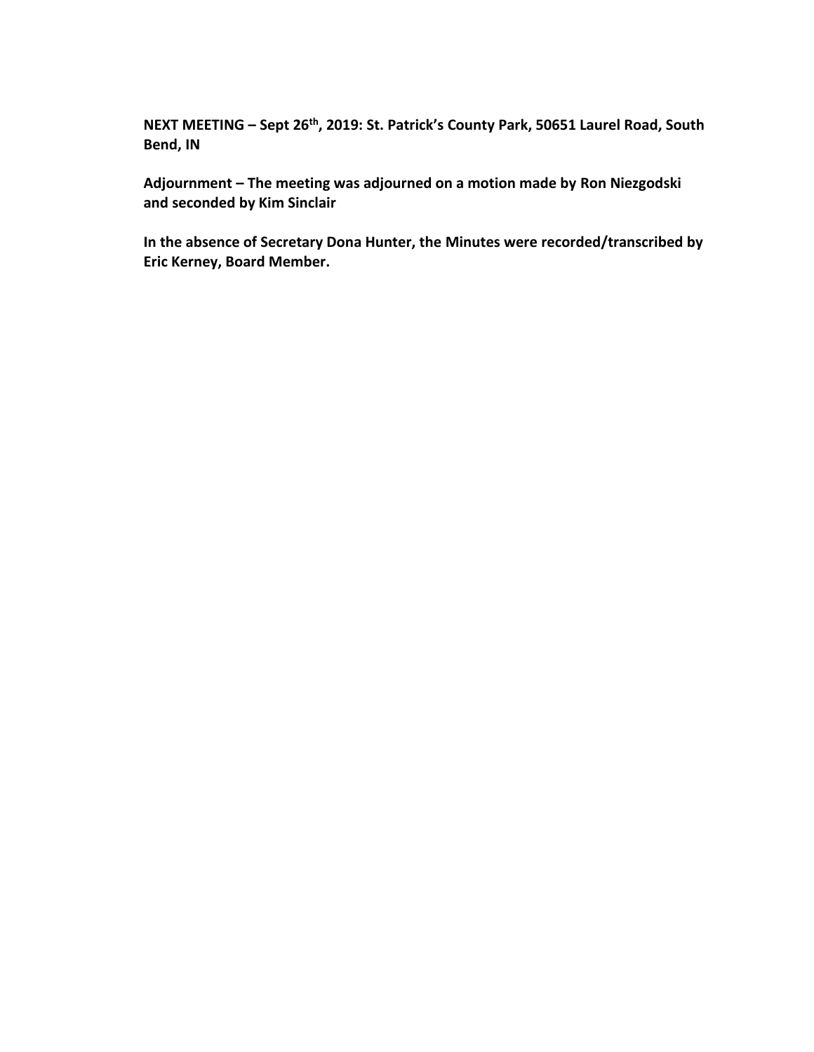**NEXT MEETING – Sept 26th, 2019: St. Patrick's County Park, 50651 Laurel Road, South Bend, IN**

**Adjournment – The meeting was adjourned on a motion made by Ron Niezgodski and seconded by Kim Sinclair**

**In the absence of Secretary Dona Hunter, the Minutes were recorded/transcribed by Eric Kerney, Board Member.**